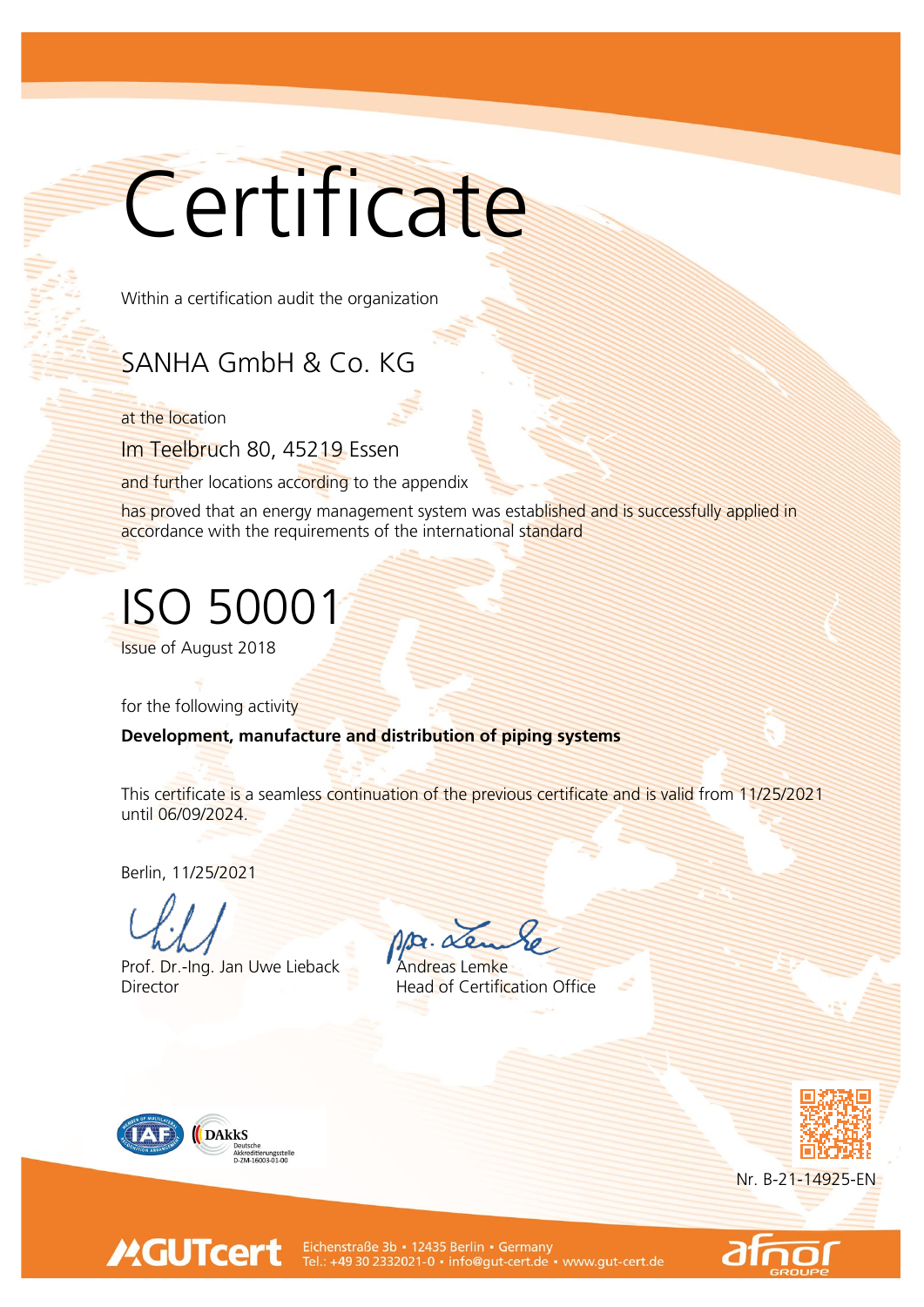# Certificate

Within a certification audit the organization

## SANHA GmbH & Co. KG

at the location

Im Teelbruch 80, 45219 Essen

and further locations according to the appendix

has proved that an energy management system was established and is successfully applied in accordance with the requirements of the international standard

# ISO 50001

Issue of August 2018

for the following activity

**Development, manufacture and distribution of piping systems**

This certificate is a seamless continuation of the previous certificate and is valid from 11/25/2021 until 06/09/2024.

Berlin, 11/25/2021

Prof. Dr.-Ing. Jan Uwe Lieback
Director

Andreas Lemke
Head of Certification Office

DAkkS Deutsche Akkreditierungsstelle D-ZM-16003-01-00

Nr. B-21-14925-EN

GUTcert Eichenstraße 3b • 12435 Berlin • Germany
Tel.: +49 30 2332021-0 • info@gut-cert.de • www.gut-cert.de

afnor GROUPE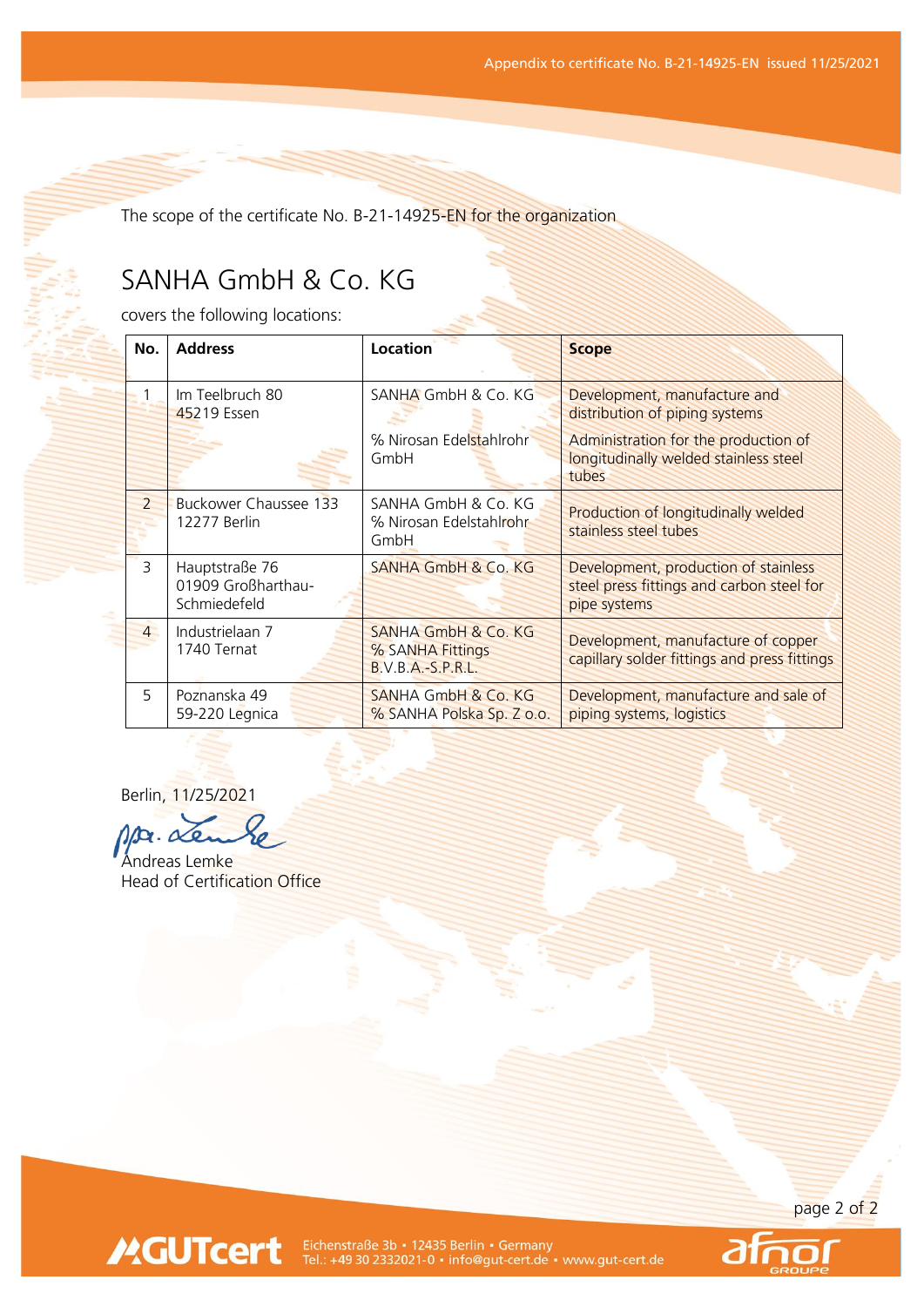The scope of the certificate No. B-21-14925-EN for the organization

# SANHA GmbH & Co. KG

covers the following locations:

| No. | Address | Location | Scope |
|---|---|---|---|
| 1 | Im Teelbruch 80<br>45219 Essen | SANHA GmbH & Co. KG | Development, manufacture and distribution of piping systems |
| | | % Nirosan Edelstahlrohr GmbH | Administration for the production of longitudinally welded stainless steel tubes |
| 2 | Buckower Chaussee 133<br>12277 Berlin | SANHA GmbH & Co. KG<br>% Nirosan Edelstahlrohr GmbH | Production of longitudinally welded stainless steel tubes |
| 3 | Hauptstraße 76<br>01909 Großharthau-Schmiedefeld | SANHA GmbH & Co. KG | Development, production of stainless steel press fittings and carbon steel for pipe systems |
| 4 | Industrielaan 7<br>1740 Ternat | SANHA GmbH & Co. KG<br>% SANHA Fittings B.V.B.A.-S.P.R.L. | Development, manufacture of copper capillary solder fittings and press fittings |
| 5 | Poznanska 49<br>59-220 Legnica | SANHA GmbH & Co. KG<br>% SANHA Polska Sp. Z o.o. | Development, manufacture and sale of piping systems, logistics |

Berlin, 11/25/2021

Andreas Lemke
Head of Certification Office